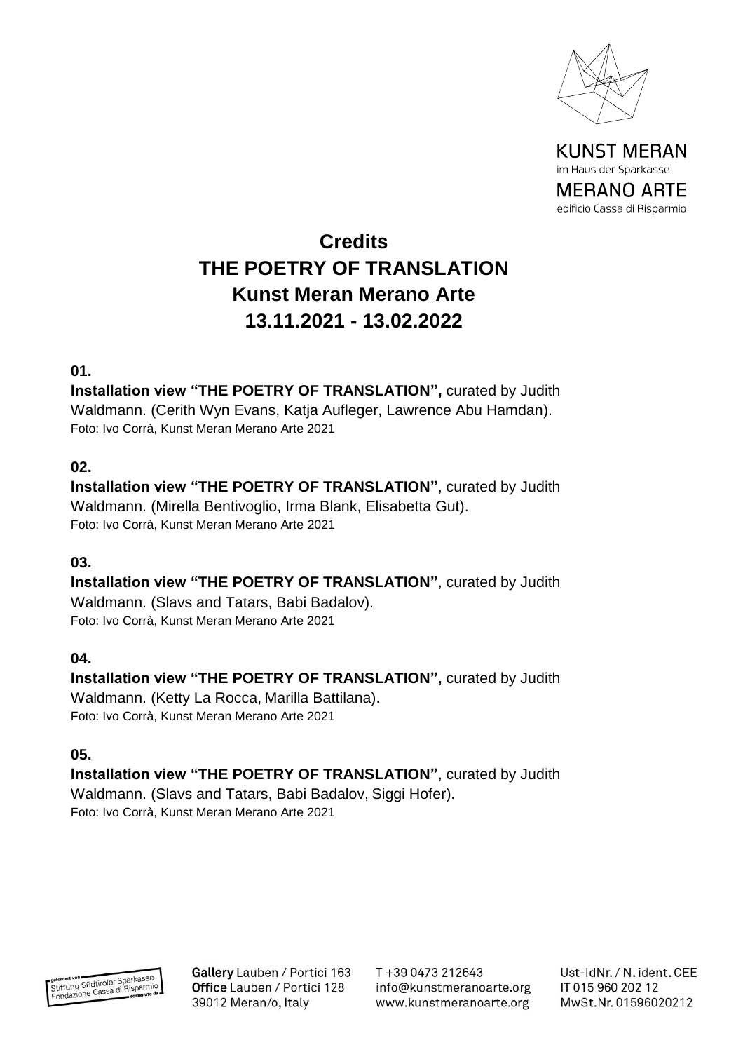KUNST MERAN
im Haus der Sparkasse
MERANO ARTE
edificio Cassa di Risparmio

# Credits
# THE POETRY OF TRANSLATION
# Kunst Meran Merano Arte
# 13.11.2021 - 13.02.2022

**01.**

**Installation view "THE POETRY OF TRANSLATION",** curated by Judith Waldmann. (Cerith Wyn Evans, Katja Aufleger, Lawrence Abu Hamdan).
Foto: Ivo Corrà, Kunst Meran Merano Arte 2021

**02.**

**Installation view "THE POETRY OF TRANSLATION"**, curated by Judith Waldmann. (Mirella Bentivoglio, Irma Blank, Elisabetta Gut).
Foto: Ivo Corrà, Kunst Meran Merano Arte 2021

**03.**

**Installation view "THE POETRY OF TRANSLATION"**, curated by Judith Waldmann. (Slavs and Tatars, Babi Badalov).
Foto: Ivo Corrà, Kunst Meran Merano Arte 2021

**04.**

**Installation view "THE POETRY OF TRANSLATION",** curated by Judith Waldmann. (Ketty La Rocca, Marilla Battilana).
Foto: Ivo Corrà, Kunst Meran Merano Arte 2021

**05.**

**Installation view "THE POETRY OF TRANSLATION"**, curated by Judith Waldmann. (Slavs and Tatars, Babi Badalov, Siggi Hofer).
Foto: Ivo Corrà, Kunst Meran Merano Arte 2021

gefördert von Stiftung Südtiroler Sparkasse
Fondazione Cassa di Risparmio sostenuto da

**Gallery** Lauben / Portici 163
**Office** Lauben / Portici 128
39012 Meran/o, Italy

T +39 0473 212643
info@kunstmeranoarte.org
www.kunstmeranoarte.org

Ust-IdNr. / N. ident. CEE
IT 015 960 202 12
MwSt.Nr. 01596020212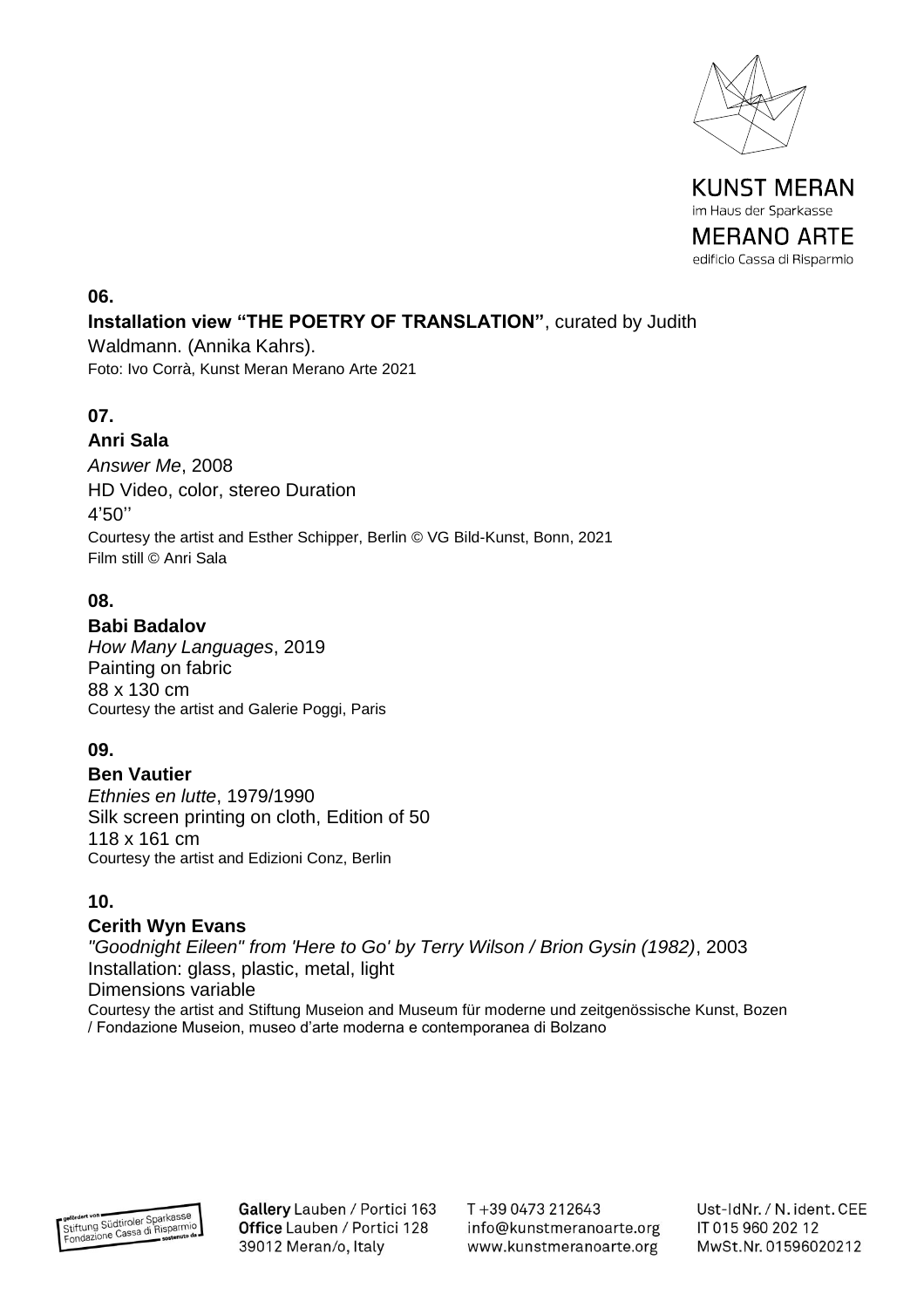**06.**

**Installation view "THE POETRY OF TRANSLATION"**, curated by Judith Waldmann. (Annika Kahrs).
Foto: Ivo Corrà, Kunst Meran Merano Arte 2021

**07.**

**Anri Sala**
*Answer Me*, 2008
HD Video, color, stereo Duration
4'50''
Courtesy the artist and Esther Schipper, Berlin © VG Bild-Kunst, Bonn, 2021
Film still © Anri Sala

**08.**

**Babi Badalov**
*How Many Languages*, 2019
Painting on fabric
88 x 130 cm
Courtesy the artist and Galerie Poggi, Paris

**09.**

**Ben Vautier**
*Ethnies en lutte*, 1979/1990
Silk screen printing on cloth, Edition of 50
118 x 161 cm
Courtesy the artist and Edizioni Conz, Berlin

**10.**

**Cerith Wyn Evans**
*"Goodnight Eileen" from 'Here to Go' by Terry Wilson / Brion Gysin (1982)*, 2003
Installation: glass, plastic, metal, light
Dimensions variable
Courtesy the artist and Stiftung Museion and Museum für moderne und zeitgenössische Kunst, Bozen / Fondazione Museion, museo d'arte moderna e contemporanea di Bolzano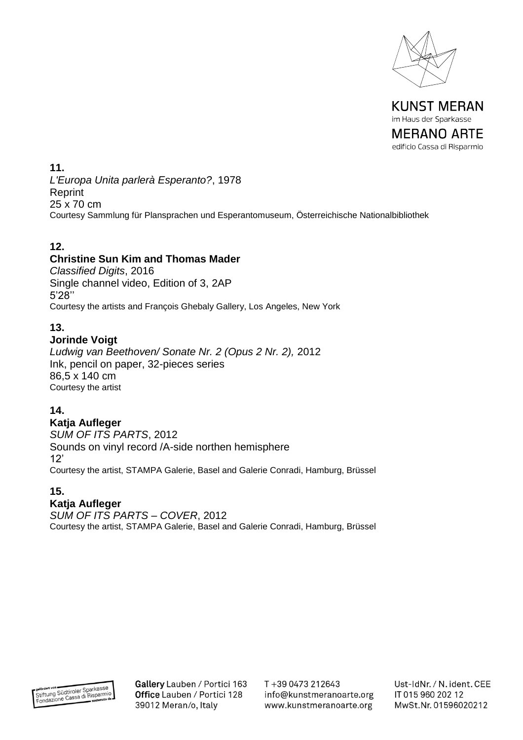**11.**
*L'Europa Unita parlerà Esperanto?*, 1978
Reprint
25 x 70 cm
Courtesy Sammlung für Plansprachen und Esperantomuseum, Österreichische Nationalbibliothek

**12.**
**Christine Sun Kim and Thomas Mader**
*Classified Digits*, 2016
Single channel video, Edition of 3, 2AP
5'28''
Courtesy the artists and François Ghebaly Gallery, Los Angeles, New York

**13.**
**Jorinde Voigt**
*Ludwig van Beethoven/ Sonate Nr. 2 (Opus 2 Nr. 2),* 2012
Ink, pencil on paper, 32-pieces series
86,5 x 140 cm
Courtesy the artist

**14.**
**Katja Aufleger**
*SUM OF ITS PARTS*, 2012
Sounds on vinyl record /A-side northen hemisphere
12'
Courtesy the artist, STAMPA Galerie, Basel and Galerie Conradi, Hamburg, Brüssel

**15.**
**Katja Aufleger**
*SUM OF ITS PARTS – COVER*, 2012
Courtesy the artist, STAMPA Galerie, Basel and Galerie Conradi, Hamburg, Brüssel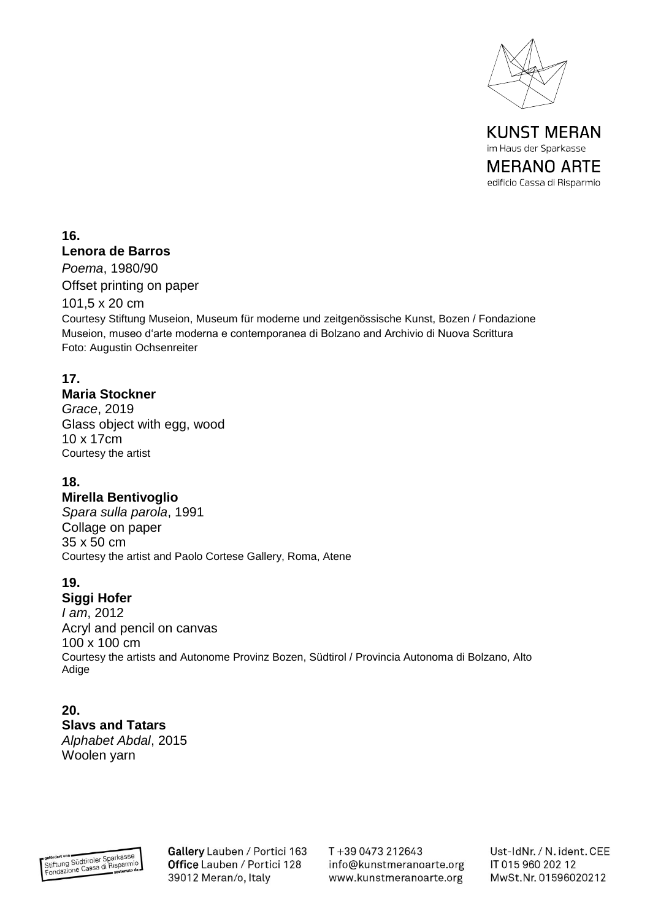**16.**
**Lenora de Barros**
*Poema*, 1980/90
Offset printing on paper
101,5 x 20 cm
Courtesy Stiftung Museion, Museum für moderne und zeitgenössische Kunst, Bozen / Fondazione Museion, museo d'arte moderna e contemporanea di Bolzano and Archivio di Nuova Scrittura
Foto: Augustin Ochsenreiter

**17.**
**Maria Stockner**
*Grace*, 2019
Glass object with egg, wood
10 x 17cm
Courtesy the artist

**18.**
**Mirella Bentivoglio**
*Spara sulla parola*, 1991
Collage on paper
35 x 50 cm
Courtesy the artist and Paolo Cortese Gallery, Roma, Atene

**19.**
**Siggi Hofer**
*I am*, 2012
Acryl and pencil on canvas
100 x 100 cm
Courtesy the artists and Autonome Provinz Bozen, Südtirol / Provincia Autonoma di Bolzano, Alto Adige

**20.**
**Slavs and Tatars**
*Alphabet Abdal*, 2015
Woolen yarn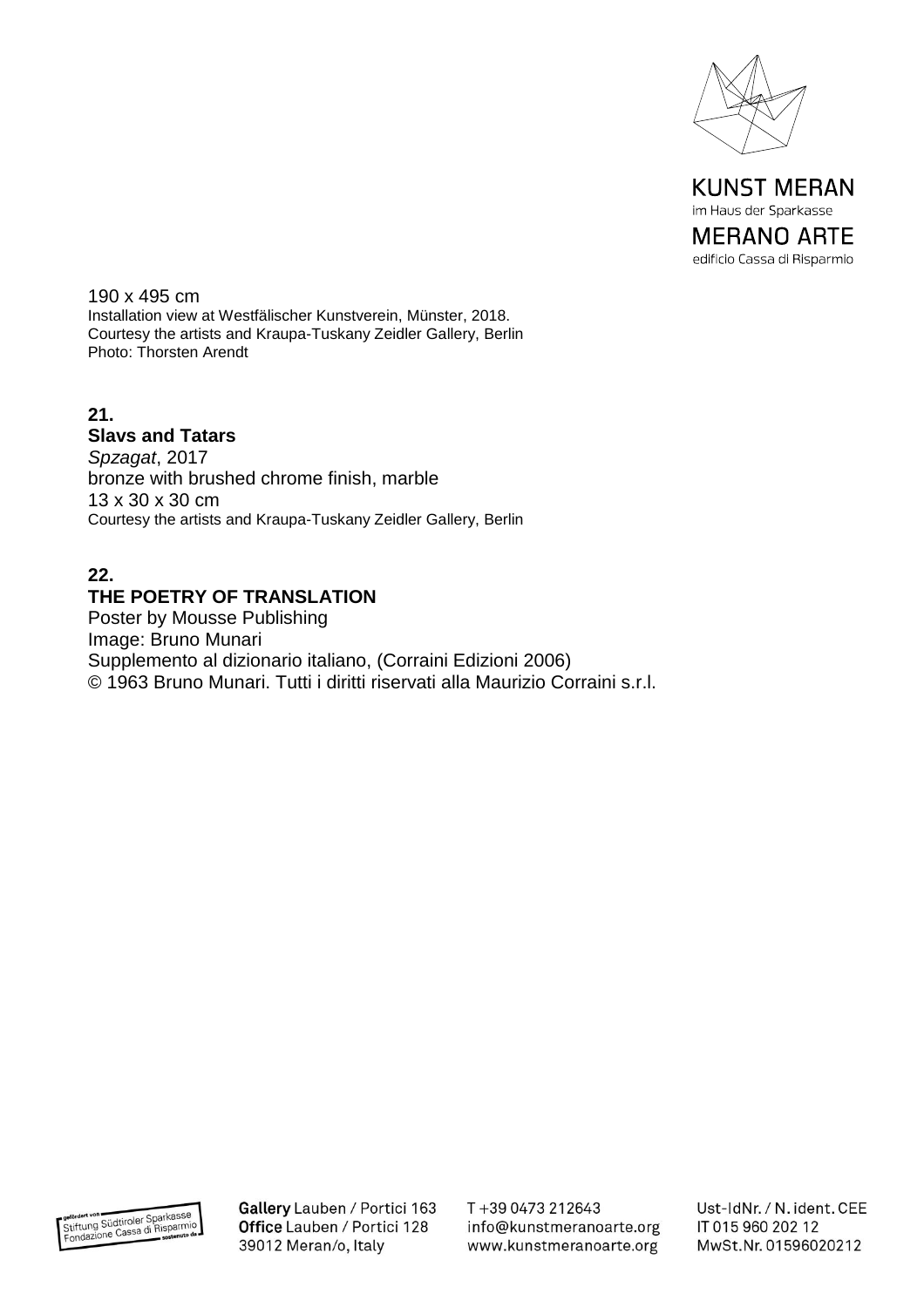190 x 495 cm
Installation view at Westfälischer Kunstverein, Münster, 2018.
Courtesy the artists and Kraupa-Tuskany Zeidler Gallery, Berlin
Photo: Thorsten Arendt

**21.**
**Slavs and Tatars**
*Spzagat*, 2017
bronze with brushed chrome finish, marble
13 x 30 x 30 cm
Courtesy the artists and Kraupa-Tuskany Zeidler Gallery, Berlin

**22.**
**THE POETRY OF TRANSLATION**
Poster by Mousse Publishing
Image: Bruno Munari
Supplemento al dizionario italiano, (Corraini Edizioni 2006)
© 1963 Bruno Munari. Tutti i diritti riservati alla Maurizio Corraini s.r.l.